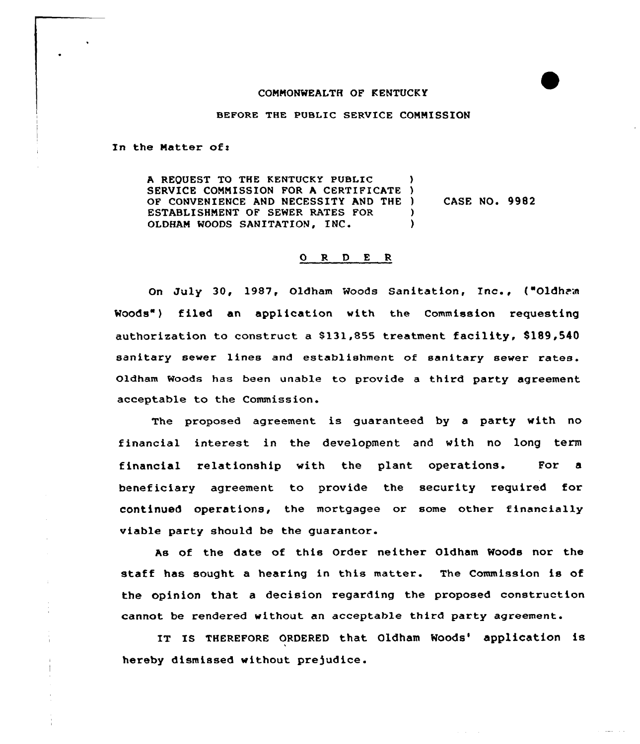COMMONWEALTH OF KENTUCKY

BEFORE THE PUBLIC SERVICE COMMISSION

In the Matter of:

A REQUEST TO THE KENTUCKY PUBLIC SERVICE COMMISSION FOR A CERTIFICATE OF CONVENIENCE AND NECESSITY AND THE ESTABLISHMENT OF SEWER RATES FOR OLDHAM WOODS SANITATION, INC. ) CASE NO. 9982

## O R D E R

On July 30, 1987, Oldham Woods Sanitation, Inc., ("Oldham Woods") filed an application with the Commission requesting authorization to construct a $131,855 treatment facility, $189,540 sanitary sewer lines and establishment of sanitary sewer rates. Oldham Woods has been unable to provide a third party agreement acceptable to the Commission.

The proposed agreement is guaranteed by a party with no financial interest in the development and with no long term financial relationship with the plant operations. For a beneficiary agreement to provide the security required for continued operations, the mortgagee or some other financially viable party should be the guarantor.

As of the date of this Order neither Oldham Woods nor the staff has sought a hearing in this matter. The Commission is of the opinion that a decision regarding the proposed construction cannot be rendered without an acceptable third party agreement.

IT IS THEREFORE ORDERED that Oldham Woods' application is hereby dismissed without prejudice.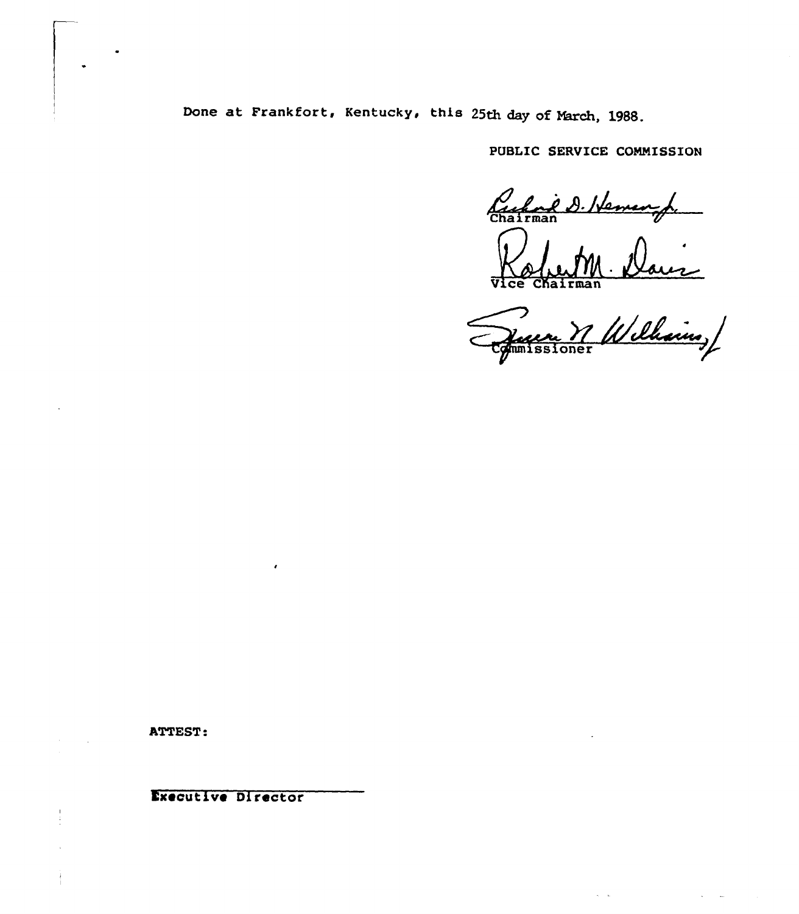Done at Frankfort, Kentucky, this 25th day of March, 1988.

PUBLIC SERVICE COMMISSION

Chairman

Vice Chairman

Commissioner

ATTEST:

Executive Director